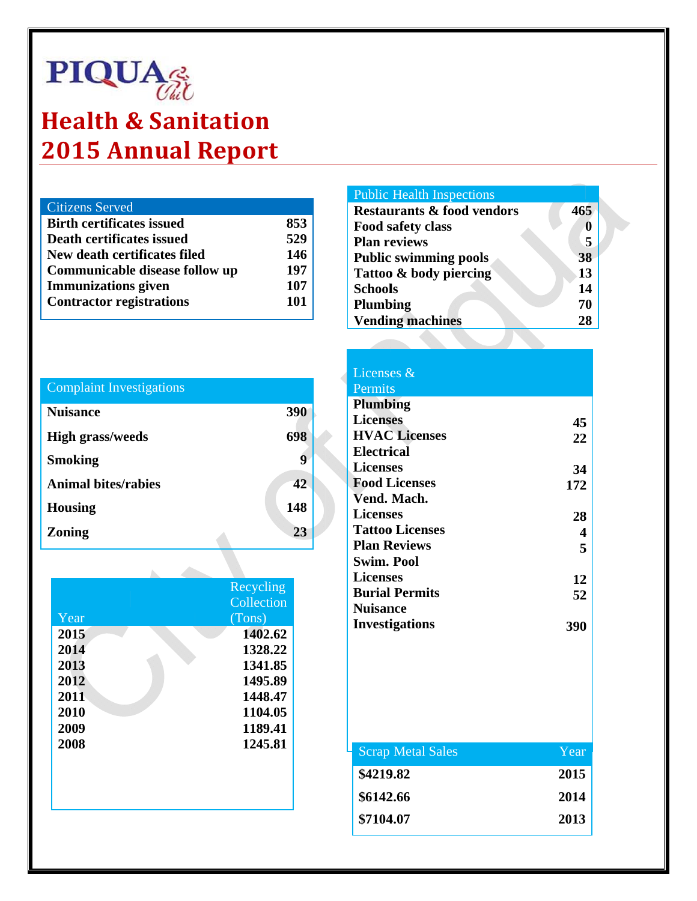PIQUA

# Health & Sanitation 2015 Annual Report

| Citizens Served | |
|---|---|
| Birth certificates issued | 853 |
| Death certificates issued | 529 |
| New death certificates filed | 146 |
| Communicable disease follow up | 197 |
| Immunizations given | 107 |
| Contractor registrations | 101 |

| Public Health Inspections | |
|---|---|
| Restaurants & food vendors | 465 |
| Food safety class | 0 |
| Plan reviews | 5 |
| Public swimming pools | 38 |
| Tattoo & body piercing | 13 |
| Schools | 14 |
| Plumbing | 70 |
| Vending machines | 28 |

| Complaint Investigations | |
|---|---|
| Nuisance | 390 |
| High grass/weeds | 698 |
| Smoking | 9 |
| Animal bites/rabies | 42 |
| Housing | 148 |
| Zoning | 23 |

| Licenses & Permits | |
|---|---|
| Plumbing Licenses | 45 |
| HVAC Licenses | 22 |
| Electrical Licenses | 34 |
| Food Licenses | 172 |
| Vend. Mach. Licenses | 28 |
| Tattoo Licenses | 4 |
| Plan Reviews | 5 |
| Swim. Pool Licenses | 12 |
| Burial Permits | 52 |
| Nuisance Investigations | 390 |

| Year | Recycling Collection (Tons) |
|---|---|
| 2015 | 1402.62 |
| 2014 | 1328.22 |
| 2013 | 1341.85 |
| 2012 | 1495.89 |
| 2011 | 1448.47 |
| 2010 | 1104.05 |
| 2009 | 1189.41 |
| 2008 | 1245.81 |

| Scrap Metal Sales | Year |
|---|---|
| $4219.82 | 2015 |
| $6142.66 | 2014 |
| $7104.07 | 2013 |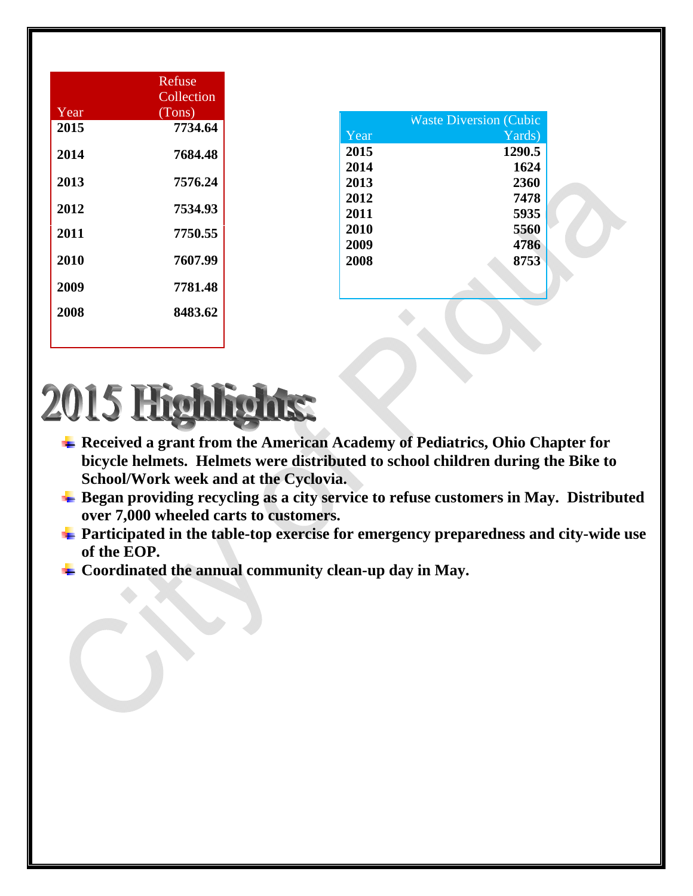| Year | Refuse Collection (Tons) |
|---|---|
| 2015 | 7734.64 |
| 2014 | 7684.48 |
| 2013 | 7576.24 |
| 2012 | 7534.93 |
| 2011 | 7750.55 |
| 2010 | 7607.99 |
| 2009 | 7781.48 |
| 2008 | 8483.62 |

| Year | Waste Diversion (Cubic Yards) |
|---|---|
| 2015 | 1290.5 |
| 2014 | 1624 |
| 2013 | 2360 |
| 2012 | 7478 |
| 2011 | 5935 |
| 2010 | 5560 |
| 2009 | 4786 |
| 2008 | 8753 |

# 2015 Highlights:

- **Received a grant from the American Academy of Pediatrics, Ohio Chapter for bicycle helmets. Helmets were distributed to school children during the Bike to School/Work week and at the Cyclovia.**
- **Began providing recycling as a city service to refuse customers in May. Distributed over 7,000 wheeled carts to customers.**
- **Participated in the table-top exercise for emergency preparedness and city-wide use of the EOP.**
- **Coordinated the annual community clean-up day in May.**